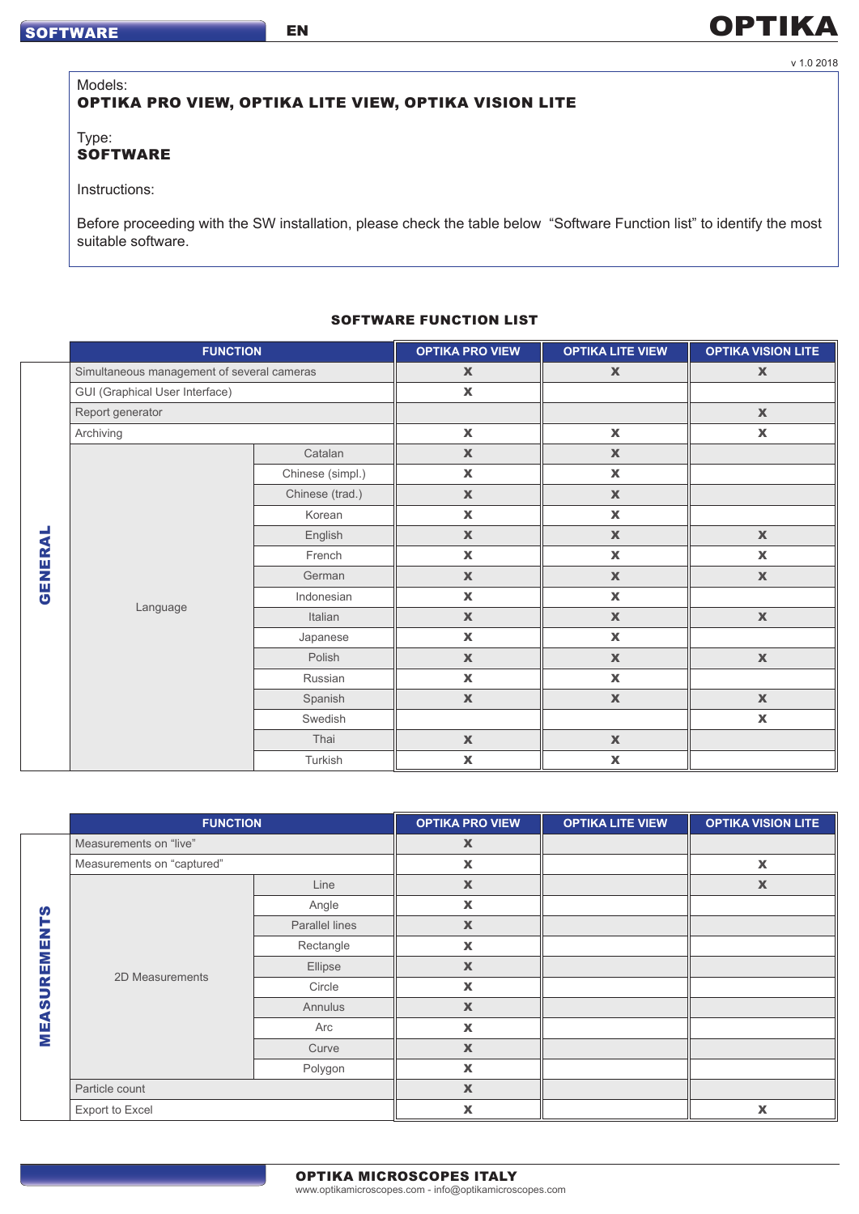v 1.0 2018

Models:
**OPTIKA PRO VIEW, OPTIKA LITE VIEW, OPTIKA VISION LITE**

Type:
**SOFTWARE**

Instructions:

Before proceeding with the SW installation, please check the table below "Software Function list" to identify the most suitable software.

## SOFTWARE FUNCTION LIST

| | FUNCTION | | OPTIKA PRO VIEW | OPTIKA LITE VIEW | OPTIKA VISION LITE |
|---|---|---|---|---|---|
| GENERAL | Simultaneous management of several cameras | | X | X | X |
| | GUI (Graphical User Interface) | | X | | |
| | Report generator | | | | X |
| | Archiving | | X | X | X |
| | Language | Catalan | X | X | |
| | | Chinese (simpl.) | X | X | |
| | | Chinese (trad.) | X | X | |
| | | Korean | X | X | |
| | | English | X | X | X |
| | | French | X | X | X |
| | | German | X | X | X |
| | | Indonesian | X | X | |
| | | Italian | X | X | X |
| | | Japanese | X | X | |
| | | Polish | X | X | X |
| | | Russian | X | X | |
| | | Spanish | X | X | X |
| | | Swedish | | | X |
| | | Thai | X | X | |
| | | Turkish | X | X | |

| | FUNCTION | | OPTIKA PRO VIEW | OPTIKA LITE VIEW | OPTIKA VISION LITE |
|---|---|---|---|---|---|
| MEASUREMENTS | Measurements on "live" | | X | | |
| | Measurements on "captured" | | X | | X |
| | 2D Measurements | Line | X | | X |
| | | Angle | X | | |
| | | Parallel lines | X | | |
| | | Rectangle | X | | |
| | | Ellipse | X | | |
| | | Circle | X | | |
| | | Annulus | X | | |
| | | Arc | X | | |
| | | Curve | X | | |
| | | Polygon | X | | |
| | Particle count | | X | | |
| | Export to Excel | | X | | X |

**OPTIKA MICROSCOPES ITALY**
www.optikamicroscopes.com - info@optikamicroscopes.com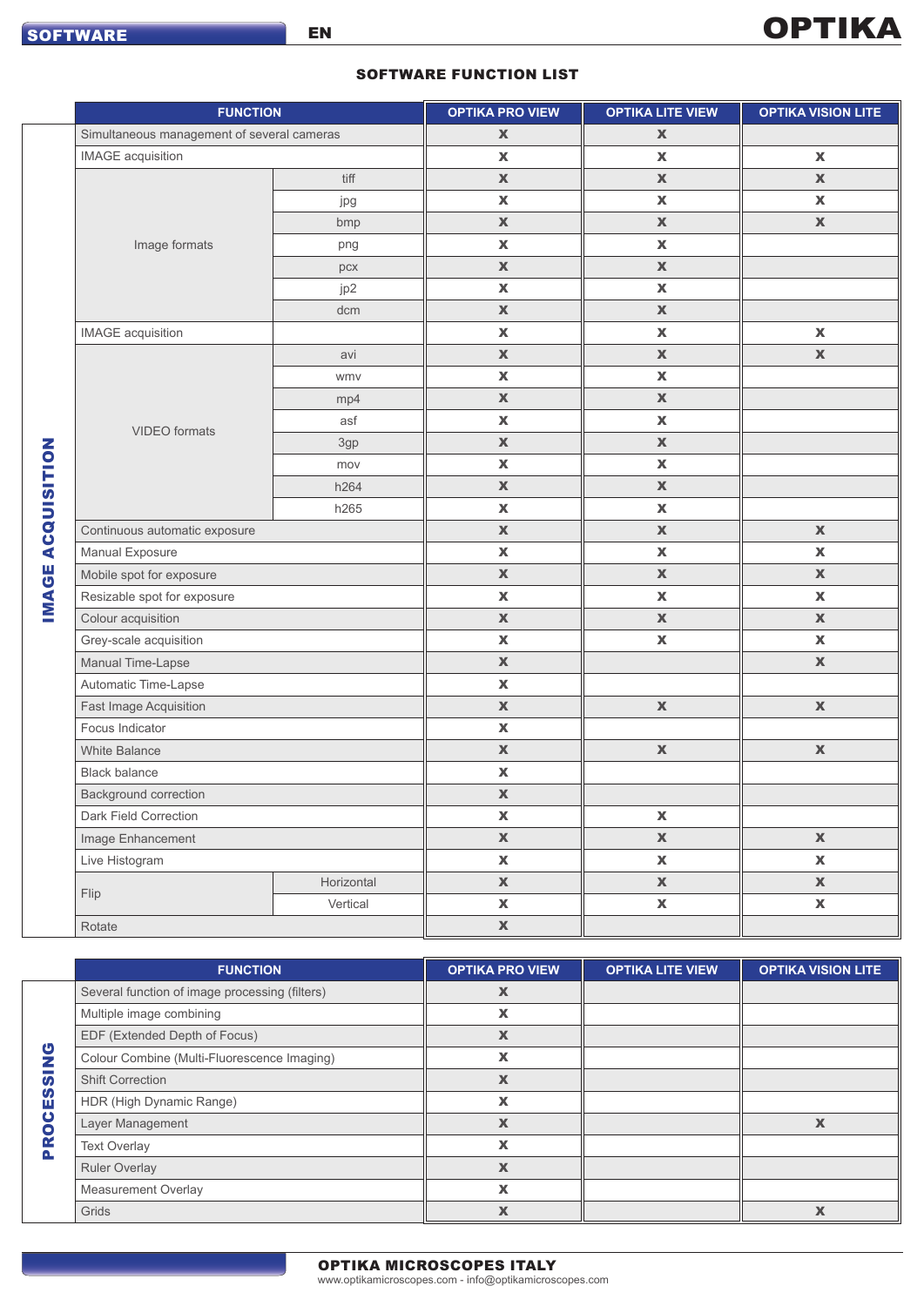## SOFTWARE FUNCTION LIST

| | FUNCTION | | OPTIKA PRO VIEW | OPTIKA LITE VIEW | OPTIKA VISION LITE |
|---|---|---|---|---|---|
| IMAGE ACQUISITION | Simultaneous management of several cameras | | X | X | |
| | IMAGE acquisition | | X | X | X |
| | Image formats | tiff | X | X | X |
| | | jpg | X | X | X |
| | | bmp | X | X | X |
| | | png | X | X | |
| | | pcx | X | X | |
| | | jp2 | X | X | |
| | | dcm | X | X | |
| | IMAGE acquisition | | X | X | X |
| | VIDEO formats | avi | X | X | X |
| | | wmv | X | X | |
| | | mp4 | X | X | |
| | | asf | X | X | |
| | | 3gp | X | X | |
| | | mov | X | X | |
| | | h264 | X | X | |
| | | h265 | X | X | |
| | Continuous automatic exposure | | X | X | X |
| | Manual Exposure | | X | X | X |
| | Mobile spot for exposure | | X | X | X |
| | Resizable spot for exposure | | X | X | X |
| | Colour acquisition | | X | X | X |
| | Grey-scale acquisition | | X | X | X |
| | Manual Time-Lapse | | X | | X |
| | Automatic Time-Lapse | | X | | |
| | Fast Image Acquisition | | X | X | X |
| | Focus Indicator | | X | | |
| | White Balance | | X | X | X |
| | Black balance | | X | | |
| | Background correction | | X | | |
| | Dark Field Correction | | X | X | |
| | Image Enhancement | | X | X | X |
| | Live Histogram | | X | X | X |
| | Flip | Horizontal | X | X | X |
| | | Vertical | X | X | X |
| | Rotate | | X | | |

| | FUNCTION | OPTIKA PRO VIEW | OPTIKA LITE VIEW | OPTIKA VISION LITE |
|---|---|---|---|---|
| PROCESSING | Several function of image processing (filters) | X | | |
| | Multiple image combining | X | | |
| | EDF (Extended Depth of Focus) | X | | |
| | Colour Combine (Multi-Fluorescence Imaging) | X | | |
| | Shift Correction | X | | |
| | HDR (High Dynamic Range) | X | | |
| | Layer Management | X | | X |
| | Text Overlay | X | | |
| | Ruler Overlay | X | | |
| | Measurement Overlay | X | | |
| | Grids | X | | X |

**OPTIKA MICROSCOPES ITALY**
www.optikamicroscopes.com - info@optikamicroscopes.com